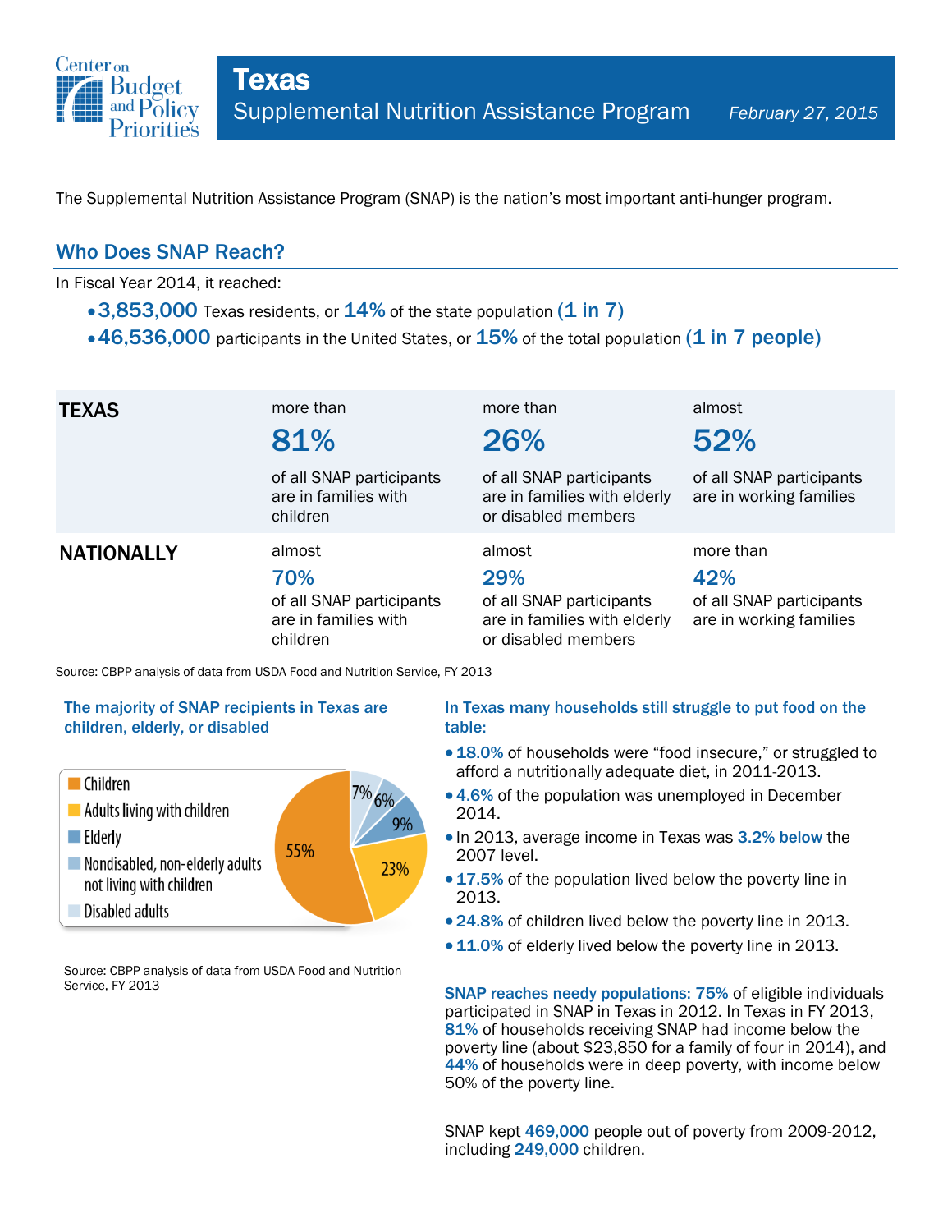Center on Budget and Policy Priorities

# Texas

## Supplemental Nutrition Assistance Program

*February 27, 2015*

The Supplemental Nutrition Assistance Program (SNAP) is the nation's most important anti-hunger program.

## Who Does SNAP Reach?

In Fiscal Year 2014, it reached:

- **3,853,000** Texas residents, or **14%** of the state population **(1 in 7)**
- **46,536,000** participants in the United States, or **15%** of the total population **(1 in 7 people)**

| | | | |
|---|---|---|---|
| **TEXAS** | more than **81%** of all SNAP participants are in families with children | more than **26%** of all SNAP participants are in families with elderly or disabled members | almost **52%** of all SNAP participants are in working families |
| **NATIONALLY** | almost **70%** of all SNAP participants are in families with children | almost **29%** of all SNAP participants are in families with elderly or disabled members | more than **42%** of all SNAP participants are in working families |

Source: CBPP analysis of data from USDA Food and Nutrition Service, FY 2013

### The majority of SNAP recipients in Texas are children, elderly, or disabled

| Category | Share |
|---|---|
| Children | 55% |
| Adults living with children | 23% |
| Elderly | 9% |
| Nondisabled, non-elderly adults not living with children | 6% |
| Disabled adults | 7% |

Source: CBPP analysis of data from USDA Food and Nutrition Service, FY 2013

### In Texas many households still struggle to put food on the table:

- **18.0%** of households were "food insecure," or struggled to afford a nutritionally adequate diet, in 2011-2013.
- **4.6%** of the population was unemployed in December 2014.
- In 2013, average income in Texas was **3.2% below** the 2007 level.
- **17.5%** of the population lived below the poverty line in 2013.
- **24.8%** of children lived below the poverty line in 2013.
- **11.0%** of elderly lived below the poverty line in 2013.

**SNAP reaches needy populations: 75%** of eligible individuals participated in SNAP in Texas in 2012. In Texas in FY 2013, **81%** of households receiving SNAP had income below the poverty line (about $23,850 for a family of four in 2014), and **44%** of households were in deep poverty, with income below 50% of the poverty line.

SNAP kept **469,000** people out of poverty from 2009-2012, including **249,000** children.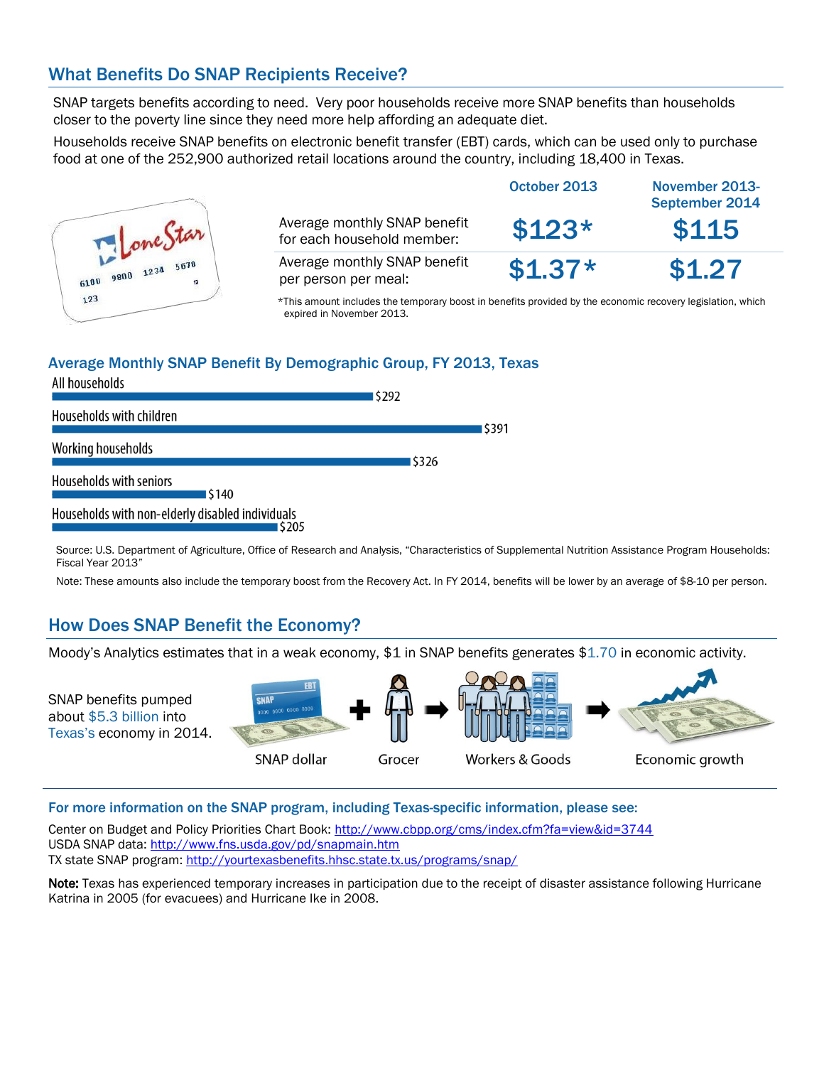## What Benefits Do SNAP Recipients Receive?

SNAP targets benefits according to need. Very poor households receive more SNAP benefits than households closer to the poverty line since they need more help affording an adequate diet.

Households receive SNAP benefits on electronic benefit transfer (EBT) cards, which can be used only to purchase food at one of the 252,900 authorized retail locations around the country, including 18,400 in Texas.

| | October 2013 | November 2013-September 2014 |
|---|---|---|
| Average monthly SNAP benefit for each household member: | $123* | $115 |
| Average monthly SNAP benefit per person per meal: | $1.37* | $1.27 |

*This amount includes the temporary boost in benefits provided by the economic recovery legislation, which expired in November 2013.

### Average Monthly SNAP Benefit By Demographic Group, FY 2013, Texas

All households
$292
Households with children
$391
Working households
$326
Households with seniors
$140
Households with non-elderly disabled individuals
$205

Source: U.S. Department of Agriculture, Office of Research and Analysis, "Characteristics of Supplemental Nutrition Assistance Program Households: Fiscal Year 2013"

Note: These amounts also include the temporary boost from the Recovery Act. In FY 2014, benefits will be lower by an average of $8-10 per person.

## How Does SNAP Benefit the Economy?

Moody's Analytics estimates that in a weak economy, $1 in SNAP benefits generates $1.70 in economic activity.

SNAP benefits pumped about $5.3 billion into Texas's economy in 2014.

SNAP dollar + Grocer → Workers & Goods → Economic growth

### For more information on the SNAP program, including Texas-specific information, please see:

Center on Budget and Policy Priorities Chart Book: http://www.cbpp.org/cms/index.cfm?fa=view&id=3744
USDA SNAP data: http://www.fns.usda.gov/pd/snapmain.htm
TX state SNAP program: http://yourtexasbenefits.hhsc.state.tx.us/programs/snap/

**Note:** Texas has experienced temporary increases in participation due to the receipt of disaster assistance following Hurricane Katrina in 2005 (for evacuees) and Hurricane Ike in 2008.